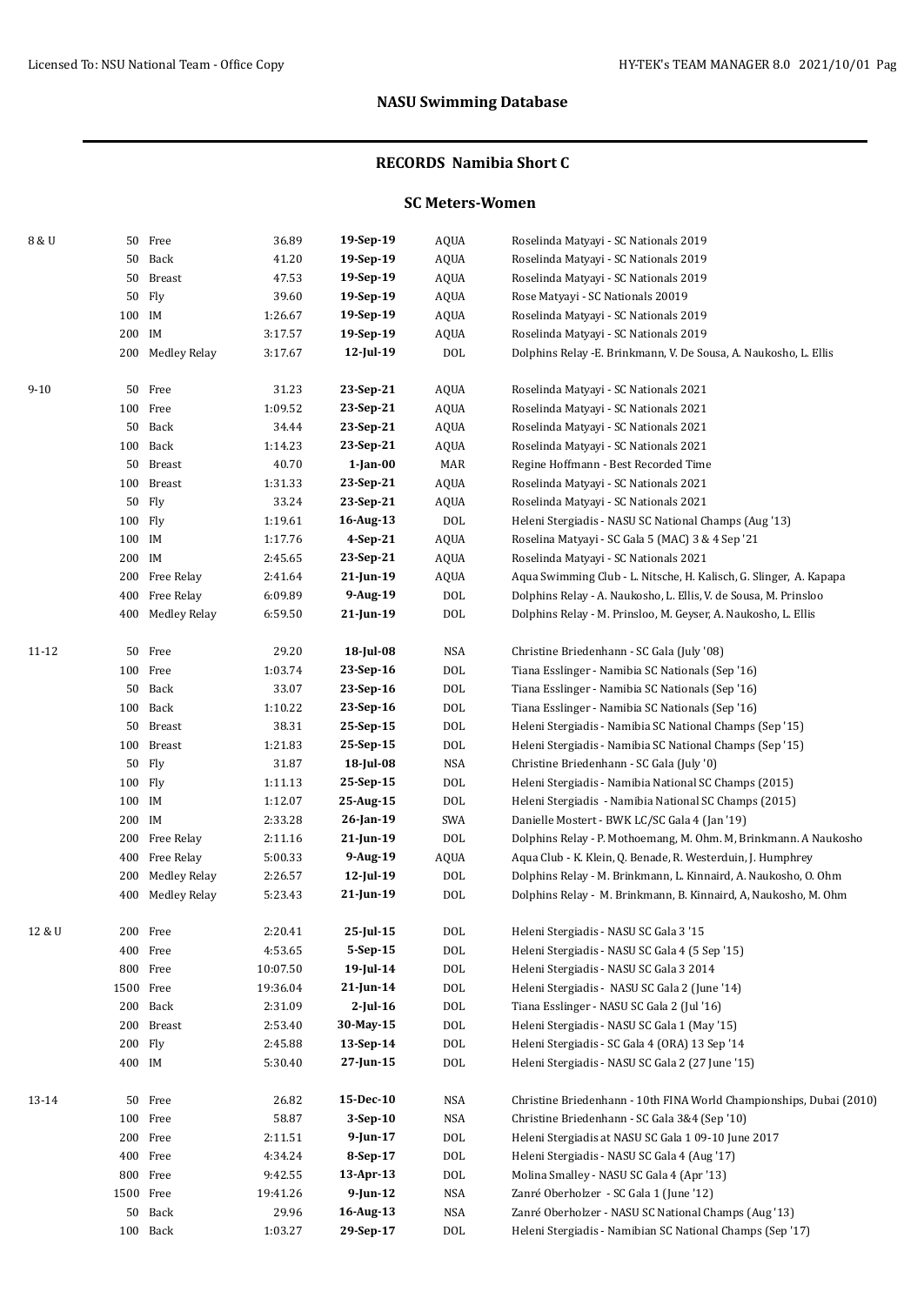## NASU Swimming Database

### RECORDS Namibia Short C

#### SC Meters-Women

| Age | Event | Time | Date | Club | Name / Meet |
|---|---|---|---|---|---|
| 8 & U | 50 Free | 36.89 | **19-Sep-19** | AQUA | Roselinda Matyayi - SC Nationals 2019 |
| | 50 Back | 41.20 | **19-Sep-19** | AQUA | Roselinda Matyayi - SC Nationals 2019 |
| | 50 Breast | 47.53 | **19-Sep-19** | AQUA | Roselinda Matyayi - SC Nationals 2019 |
| | 50 Fly | 39.60 | **19-Sep-19** | AQUA | Rose Matyayi - SC Nationals 20019 |
| | 100 IM | 1:26.67 | **19-Sep-19** | AQUA | Roselinda Matyayi - SC Nationals 2019 |
| | 200 IM | 3:17.57 | **19-Sep-19** | AQUA | Roselinda Matyayi - SC Nationals 2019 |
| | 200 Medley Relay | 3:17.67 | **12-Jul-19** | DOL | Dolphins Relay -E. Brinkmann, V. De Sousa, A. Naukosho, L. Ellis |
| 9-10 | 50 Free | 31.23 | **23-Sep-21** | AQUA | Roselinda Matyayi - SC Nationals 2021 |
| | 100 Free | 1:09.52 | **23-Sep-21** | AQUA | Roselinda Matyayi - SC Nationals 2021 |
| | 50 Back | 34.44 | **23-Sep-21** | AQUA | Roselinda Matyayi - SC Nationals 2021 |
| | 100 Back | 1:14.23 | **23-Sep-21** | AQUA | Roselinda Matyayi - SC Nationals 2021 |
| | 50 Breast | 40.70 | **1-Jan-00** | MAR | Regine Hoffmann - Best Recorded Time |
| | 100 Breast | 1:31.33 | **23-Sep-21** | AQUA | Roselinda Matyayi - SC Nationals 2021 |
| | 50 Fly | 33.24 | **23-Sep-21** | AQUA | Roselinda Matyayi - SC Nationals 2021 |
| | 100 Fly | 1:19.61 | **16-Aug-13** | DOL | Heleni Stergiadis - NASU SC National Champs (Aug '13) |
| | 100 IM | 1:17.76 | **4-Sep-21** | AQUA | Roselina Matyayi - SC Gala 5 (MAC) 3 & 4 Sep '21 |
| | 200 IM | 2:45.65 | **23-Sep-21** | AQUA | Roselinda Matyayi - SC Nationals 2021 |
| | 200 Free Relay | 2:41.64 | **21-Jun-19** | AQUA | Aqua Swimming Club - L. Nitsche, H. Kalisch, G. Slinger, A. Kapapa |
| | 400 Free Relay | 6:09.89 | **9-Aug-19** | DOL | Dolphins Relay - A. Naukosho, L. Ellis, V. de Sousa, M. Prinsloo |
| | 400 Medley Relay | 6:59.50 | **21-Jun-19** | DOL | Dolphins Relay - M. Prinsloo, M. Geyser, A. Naukosho, L. Ellis |
| 11-12 | 50 Free | 29.20 | **18-Jul-08** | NSA | Christine Briedenhann - SC Gala (July '08) |
| | 100 Free | 1:03.74 | **23-Sep-16** | DOL | Tiana Esslinger - Namibia SC Nationals (Sep '16) |
| | 50 Back | 33.07 | **23-Sep-16** | DOL | Tiana Esslinger - Namibia SC Nationals (Sep '16) |
| | 100 Back | 1:10.22 | **23-Sep-16** | DOL | Tiana Esslinger - Namibia SC Nationals (Sep '16) |
| | 50 Breast | 38.31 | **25-Sep-15** | DOL | Heleni Stergiadis - Namibia SC National Champs (Sep '15) |
| | 100 Breast | 1:21.83 | **25-Sep-15** | DOL | Heleni Stergiadis - Namibia SC National Champs (Sep '15) |
| | 50 Fly | 31.87 | **18-Jul-08** | NSA | Christine Briedenhann - SC Gala (July '0) |
| | 100 Fly | 1:11.13 | **25-Sep-15** | DOL | Heleni Stergiadis - Namibia National SC Champs (2015) |
| | 100 IM | 1:12.07 | **25-Aug-15** | DOL | Heleni Stergiadis - Namibia National SC Champs (2015) |
| | 200 IM | 2:33.28 | **26-Jan-19** | SWA | Danielle Mostert - BWK LC/SC Gala 4 (Jan '19) |
| | 200 Free Relay | 2:11.16 | **21-Jun-19** | DOL | Dolphins Relay - P. Mothoemang, M. Ohm. M, Brinkmann. A Naukosho |
| | 400 Free Relay | 5:00.33 | **9-Aug-19** | AQUA | Aqua Club - K. Klein, Q. Benade, R. Westerduin, J. Humphrey |
| | 200 Medley Relay | 2:26.57 | **12-Jul-19** | DOL | Dolphins Relay - M. Brinkmann, L. Kinnaird, A. Naukosho, O. Ohm |
| | 400 Medley Relay | 5:23.43 | **21-Jun-19** | DOL | Dolphins Relay - M. Brinkmann, B. Kinnaird, A, Naukosho, M. Ohm |
| 12 & U | 200 Free | 2:20.41 | **25-Jul-15** | DOL | Heleni Stergiadis - NASU SC Gala 3 '15 |
| | 400 Free | 4:53.65 | **5-Sep-15** | DOL | Heleni Stergiadis - NASU SC Gala 4 (5 Sep '15) |
| | 800 Free | 10:07.50 | **19-Jul-14** | DOL | Heleni Stergiadis - NASU SC Gala 3 2014 |
| | 1500 Free | 19:36.04 | **21-Jun-14** | DOL | Heleni Stergiadis - NASU SC Gala 2 (June '14) |
| | 200 Back | 2:31.09 | **2-Jul-16** | DOL | Tiana Esslinger - NASU SC Gala 2 (Jul '16) |
| | 200 Breast | 2:53.40 | **30-May-15** | DOL | Heleni Stergiadis - NASU SC Gala 1 (May '15) |
| | 200 Fly | 2:45.88 | **13-Sep-14** | DOL | Heleni Stergiadis - SC Gala 4 (ORA) 13 Sep '14 |
| | 400 IM | 5:30.40 | **27-Jun-15** | DOL | Heleni Stergiadis - NASU SC Gala 2 (27 June '15) |
| 13-14 | 50 Free | 26.82 | **15-Dec-10** | NSA | Christine Briedenhann - 10th FINA World Championships, Dubai (2010) |
| | 100 Free | 58.87 | **3-Sep-10** | NSA | Christine Briedenhann - SC Gala 3&4 (Sep '10) |
| | 200 Free | 2:11.51 | **9-Jun-17** | DOL | Heleni Stergiadis at NASU SC Gala 1 09-10 June 2017 |
| | 400 Free | 4:34.24 | **8-Sep-17** | DOL | Heleni Stergiadis - NASU SC Gala 4 (Aug '17) |
| | 800 Free | 9:42.55 | **13-Apr-13** | DOL | Molina Smalley - NASU SC Gala 4 (Apr '13) |
| | 1500 Free | 19:41.26 | **9-Jun-12** | NSA | Zanré Oberholzer - SC Gala 1 (June '12) |
| | 50 Back | 29.96 | **16-Aug-13** | NSA | Zanré Oberholzer - NASU SC National Champs (Aug '13) |
| | 100 Back | 1:03.27 | **29-Sep-17** | DOL | Heleni Stergiadis - Namibian SC National Champs (Sep '17) |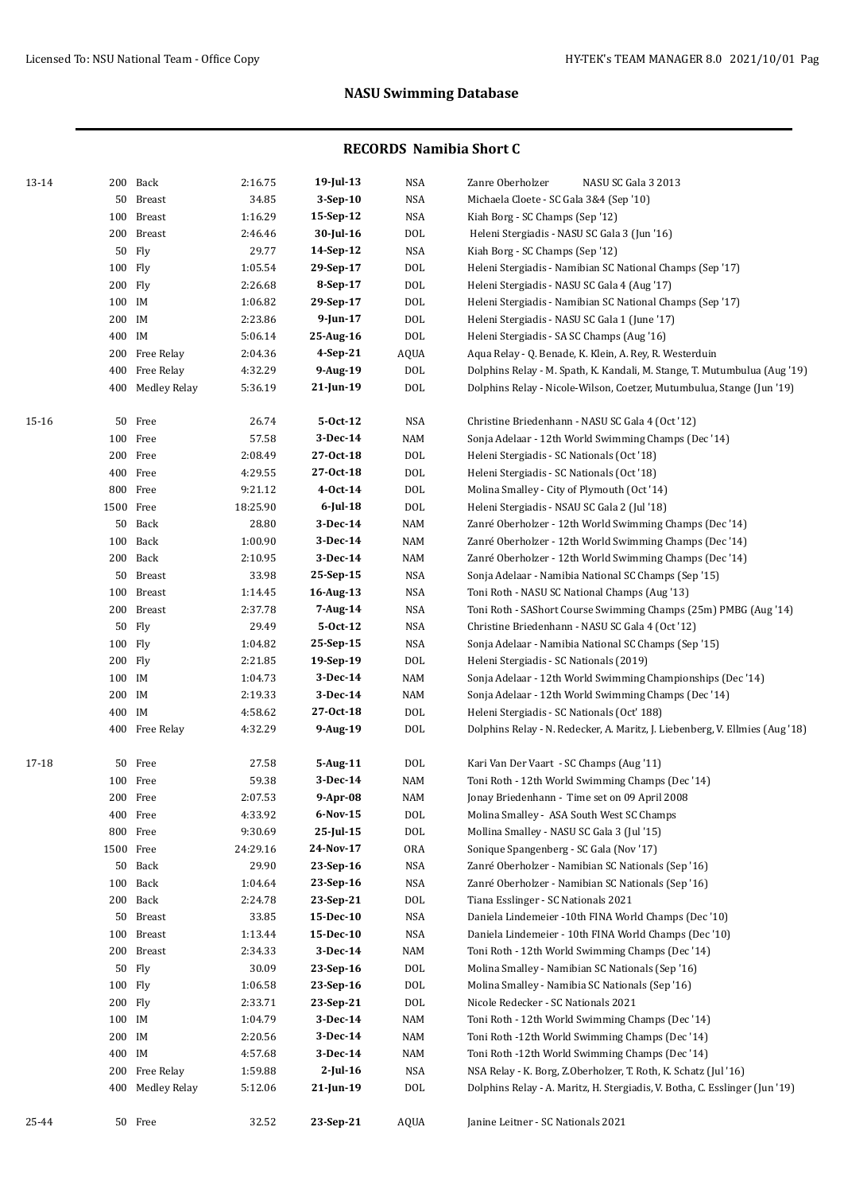## NASU Swimming Database

### RECORDS Namibia Short C

| Age | Dist | Event | Time | Date | Team | Details |
|---|---|---|---|---|---|---|
| 13-14 | 200 | Back | 2:16.75 | **19-Jul-13** | NSA | Zanre Oberholzer NASU SC Gala 3 2013 |
| | 50 | Breast | 34.85 | **3-Sep-10** | NSA | Michaela Cloete - SC Gala 3&4 (Sep '10) |
| | 100 | Breast | 1:16.29 | **15-Sep-12** | NSA | Kiah Borg - SC Champs (Sep '12) |
| | 200 | Breast | 2:46.46 | **30-Jul-16** | DOL | Heleni Stergiadis - NASU SC Gala 3 (Jun '16) |
| | 50 | Fly | 29.77 | **14-Sep-12** | NSA | Kiah Borg - SC Champs (Sep '12) |
| | 100 | Fly | 1:05.54 | **29-Sep-17** | DOL | Heleni Stergiadis - Namibian SC National Champs (Sep '17) |
| | 200 | Fly | 2:26.68 | **8-Sep-17** | DOL | Heleni Stergiadis - NASU SC Gala 4 (Aug '17) |
| | 100 | IM | 1:06.82 | **29-Sep-17** | DOL | Heleni Stergiadis - Namibian SC National Champs (Sep '17) |
| | 200 | IM | 2:23.86 | **9-Jun-17** | DOL | Heleni Stergiadis - NASU SC Gala 1 (June '17) |
| | 400 | IM | 5:06.14 | **25-Aug-16** | DOL | Heleni Stergiadis - SA SC Champs (Aug '16) |
| | 200 | Free Relay | 2:04.36 | **4-Sep-21** | AQUA | Aqua Relay - Q. Benade, K. Klein, A. Rey, R. Westerduin |
| | 400 | Free Relay | 4:32.29 | **9-Aug-19** | DOL | Dolphins Relay - M. Spath, K. Kandali, M. Stange, T. Mutumbulua (Aug '19) |
| | 400 | Medley Relay | 5:36.19 | **21-Jun-19** | DOL | Dolphins Relay - Nicole-Wilson, Coetzer, Mutumbulua, Stange (Jun '19) |
| 15-16 | 50 | Free | 26.74 | **5-Oct-12** | NSA | Christine Briedenhann - NASU SC Gala 4 (Oct '12) |
| | 100 | Free | 57.58 | **3-Dec-14** | NAM | Sonja Adelaar - 12th World Swimming Champs (Dec '14) |
| | 200 | Free | 2:08.49 | **27-Oct-18** | DOL | Heleni Stergiadis - SC Nationals (Oct '18) |
| | 400 | Free | 4:29.55 | **27-Oct-18** | DOL | Heleni Stergiadis - SC Nationals (Oct '18) |
| | 800 | Free | 9:21.12 | **4-Oct-14** | DOL | Molina Smalley - City of Plymouth (Oct '14) |
| | 1500 | Free | 18:25.90 | **6-Jul-18** | DOL | Heleni Stergiadis - NSAU SC Gala 2 (Jul '18) |
| | 50 | Back | 28.80 | **3-Dec-14** | NAM | Zanré Oberholzer - 12th World Swimming Champs (Dec '14) |
| | 100 | Back | 1:00.90 | **3-Dec-14** | NAM | Zanré Oberholzer - 12th World Swimming Champs (Dec '14) |
| | 200 | Back | 2:10.95 | **3-Dec-14** | NAM | Zanré Oberholzer - 12th World Swimming Champs (Dec '14) |
| | 50 | Breast | 33.98 | **25-Sep-15** | NSA | Sonja Adelaar - Namibia National SC Champs (Sep '15) |
| | 100 | Breast | 1:14.45 | **16-Aug-13** | NSA | Toni Roth - NASU SC National Champs (Aug '13) |
| | 200 | Breast | 2:37.78 | **7-Aug-14** | NSA | Toni Roth - SAShort Course Swimming Champs (25m) PMBG (Aug '14) |
| | 50 | Fly | 29.49 | **5-Oct-12** | NSA | Christine Briedenhann - NASU SC Gala 4 (Oct '12) |
| | 100 | Fly | 1:04.82 | **25-Sep-15** | NSA | Sonja Adelaar - Namibia National SC Champs (Sep '15) |
| | 200 | Fly | 2:21.85 | **19-Sep-19** | DOL | Heleni Stergiadis - SC Nationals (2019) |
| | 100 | IM | 1:04.73 | **3-Dec-14** | NAM | Sonja Adelaar - 12th World Swimming Championships (Dec '14) |
| | 200 | IM | 2:19.33 | **3-Dec-14** | NAM | Sonja Adelaar - 12th World Swimming Champs (Dec '14) |
| | 400 | IM | 4:58.62 | **27-Oct-18** | DOL | Heleni Stergiadis - SC Nationals (Oct' 188) |
| | 400 | Free Relay | 4:32.29 | **9-Aug-19** | DOL | Dolphins Relay - N. Redecker, A. Maritz, J. Liebenberg, V. Ellmies (Aug '18) |
| 17-18 | 50 | Free | 27.58 | **5-Aug-11** | DOL | Kari Van Der Vaart - SC Champs (Aug '11) |
| | 100 | Free | 59.38 | **3-Dec-14** | NAM | Toni Roth - 12th World Swimming Champs (Dec '14) |
| | 200 | Free | 2:07.53 | **9-Apr-08** | NAM | Jonay Briedenhann - Time set on 09 April 2008 |
| | 400 | Free | 4:33.92 | **6-Nov-15** | DOL | Molina Smalley - ASA South West SC Champs |
| | 800 | Free | 9:30.69 | **25-Jul-15** | DOL | Mollina Smalley - NASU SC Gala 3 (Jul '15) |
| | 1500 | Free | 24:29.16 | **24-Nov-17** | ORA | Sonique Spangenberg - SC Gala (Nov '17) |
| | 50 | Back | 29.90 | **23-Sep-16** | NSA | Zanré Oberholzer - Namibian SC Nationals (Sep '16) |
| | 100 | Back | 1:04.64 | **23-Sep-16** | NSA | Zanré Oberholzer - Namibian SC Nationals (Sep '16) |
| | 200 | Back | 2:24.78 | **23-Sep-21** | DOL | Tiana Esslinger - SC Nationals 2021 |
| | 50 | Breast | 33.85 | **15-Dec-10** | NSA | Daniela Lindemeier -10th FINA World Champs (Dec '10) |
| | 100 | Breast | 1:13.44 | **15-Dec-10** | NSA | Daniela Lindemeier - 10th FINA World Champs (Dec '10) |
| | 200 | Breast | 2:34.33 | **3-Dec-14** | NAM | Toni Roth - 12th World Swimming Champs (Dec '14) |
| | 50 | Fly | 30.09 | **23-Sep-16** | DOL | Molina Smalley - Namibian SC Nationals (Sep '16) |
| | 100 | Fly | 1:06.58 | **23-Sep-16** | DOL | Molina Smalley - Namibia SC Nationals (Sep '16) |
| | 200 | Fly | 2:33.71 | **23-Sep-21** | DOL | Nicole Redecker - SC Nationals 2021 |
| | 100 | IM | 1:04.79 | **3-Dec-14** | NAM | Toni Roth - 12th World Swimming Champs (Dec '14) |
| | 200 | IM | 2:20.56 | **3-Dec-14** | NAM | Toni Roth -12th World Swimming Champs (Dec '14) |
| | 400 | IM | 4:57.68 | **3-Dec-14** | NAM | Toni Roth -12th World Swimming Champs (Dec '14) |
| | 200 | Free Relay | 1:59.88 | **2-Jul-16** | NSA | NSA Relay - K. Borg, Z.Oberholzer, T. Roth, K. Schatz (Jul '16) |
| | 400 | Medley Relay | 5:12.06 | **21-Jun-19** | DOL | Dolphins Relay - A. Maritz, H. Stergiadis, V. Botha, C. Esslinger (Jun '19) |
| 25-44 | 50 | Free | 32.52 | **23-Sep-21** | AQUA | Janine Leitner - SC Nationals 2021 |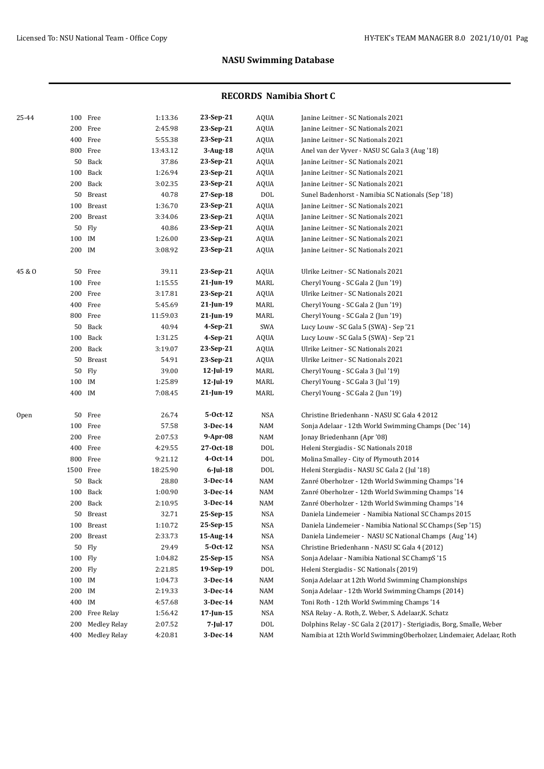## NASU Swimming Database

### RECORDS Namibia Short C

| Age Group | Distance | Event | Time | Date | Club | Name / Meet |
|---|---|---|---|---|---|---|
| 25-44 | 100 | Free | 1:13.36 | **23-Sep-21** | AQUA | Janine Leitner - SC Nationals 2021 |
| | 200 | Free | 2:45.98 | **23-Sep-21** | AQUA | Janine Leitner - SC Nationals 2021 |
| | 400 | Free | 5:55.38 | **23-Sep-21** | AQUA | Janine Leitner - SC Nationals 2021 |
| | 800 | Free | 13:43.12 | **3-Aug-18** | AQUA | Anel van der Vyver - NASU SC Gala 3 (Aug '18) |
| | 50 | Back | 37.86 | **23-Sep-21** | AQUA | Janine Leitner - SC Nationals 2021 |
| | 100 | Back | 1:26.94 | **23-Sep-21** | AQUA | Janine Leitner - SC Nationals 2021 |
| | 200 | Back | 3:02.35 | **23-Sep-21** | AQUA | Janine Leitner - SC Nationals 2021 |
| | 50 | Breast | 40.78 | **27-Sep-18** | DOL | Sunel Badenhorst - Namibia SC Nationals (Sep '18) |
| | 100 | Breast | 1:36.70 | **23-Sep-21** | AQUA | Janine Leitner - SC Nationals 2021 |
| | 200 | Breast | 3:34.06 | **23-Sep-21** | AQUA | Janine Leitner - SC Nationals 2021 |
| | 50 | Fly | 40.86 | **23-Sep-21** | AQUA | Janine Leitner - SC Nationals 2021 |
| | 100 | IM | 1:26.00 | **23-Sep-21** | AQUA | Janine Leitner - SC Nationals 2021 |
| | 200 | IM | 3:08.92 | **23-Sep-21** | AQUA | Janine Leitner - SC Nationals 2021 |
| 45 & O | 50 | Free | 39.11 | **23-Sep-21** | AQUA | Ulrike Leitner - SC Nationals 2021 |
| | 100 | Free | 1:15.55 | **21-Jun-19** | MARL | Cheryl Young - SC Gala 2 (Jun '19) |
| | 200 | Free | 3:17.81 | **23-Sep-21** | AQUA | Ulrike Leitner - SC Nationals 2021 |
| | 400 | Free | 5:45.69 | **21-Jun-19** | MARL | Cheryl Young - SC Gala 2 (Jun '19) |
| | 800 | Free | 11:59.03 | **21-Jun-19** | MARL | Cheryl Young - SC Gala 2 (Jun '19) |
| | 50 | Back | 40.94 | **4-Sep-21** | SWA | Lucy Louw - SC Gala 5 (SWA) - Sep '21 |
| | 100 | Back | 1:31.25 | **4-Sep-21** | AQUA | Lucy Louw - SC Gala 5 (SWA) - Sep '21 |
| | 200 | Back | 3:19.07 | **23-Sep-21** | AQUA | Ulrike Leitner - SC Nationals 2021 |
| | 50 | Breast | 54.91 | **23-Sep-21** | AQUA | Ulrike Leitner - SC Nationals 2021 |
| | 50 | Fly | 39.00 | **12-Jul-19** | MARL | Cheryl Young - SC Gala 3 (Jul '19) |
| | 100 | IM | 1:25.89 | **12-Jul-19** | MARL | Cheryl Young - SC Gala 3 (Jul '19) |
| | 400 | IM | 7:08.45 | **21-Jun-19** | MARL | Cheryl Young - SC Gala 2 (Jun '19) |
| Open | 50 | Free | 26.74 | **5-Oct-12** | NSA | Christine Briedenhann - NASU SC Gala 4 2012 |
| | 100 | Free | 57.58 | **3-Dec-14** | NAM | Sonja Adelaar - 12th World Swimming Champs (Dec '14) |
| | 200 | Free | 2:07.53 | **9-Apr-08** | NAM | Jonay Briedenhann (Apr '08) |
| | 400 | Free | 4:29.55 | **27-Oct-18** | DOL | Heleni Stergiadis - SC Nationals 2018 |
| | 800 | Free | 9:21.12 | **4-Oct-14** | DOL | Molina Smalley - City of Plymouth 2014 |
| | 1500 | Free | 18:25.90 | **6-Jul-18** | DOL | Heleni Stergiadis - NASU SC Gala 2 (Jul '18) |
| | 50 | Back | 28.80 | **3-Dec-14** | NAM | Zanré Oberholzer - 12th World Swimming Champs '14 |
| | 100 | Back | 1:00.90 | **3-Dec-14** | NAM | Zanré Oberholzer - 12th World Swimming Champs '14 |
| | 200 | Back | 2:10.95 | **3-Dec-14** | NAM | Zanré Oberholzer - 12th World Swimming Champs '14 |
| | 50 | Breast | 32.71 | **25-Sep-15** | NSA | Daniela Lindemeier - Namibia National SC Champs 2015 |
| | 100 | Breast | 1:10.72 | **25-Sep-15** | NSA | Daniela Lindemeier - Namibia National SC Champs (Sep '15) |
| | 200 | Breast | 2:33.73 | **15-Aug-14** | NSA | Daniela Lindemeier - NASU SC National Champs (Aug '14) |
| | 50 | Fly | 29.49 | **5-Oct-12** | NSA | Christine Briedenhann - NASU SC Gala 4 (2012) |
| | 100 | Fly | 1:04.82 | **25-Sep-15** | NSA | Sonja Adelaar - Namibia National SC ChampS '15 |
| | 200 | Fly | 2:21.85 | **19-Sep-19** | DOL | Heleni Stergiadis - SC Nationals (2019) |
| | 100 | IM | 1:04.73 | **3-Dec-14** | NAM | Sonja Adelaar at 12th World Swimming Championships |
| | 200 | IM | 2:19.33 | **3-Dec-14** | NAM | Sonja Adelaar - 12th World Swimming Champs (2014) |
| | 400 | IM | 4:57.68 | **3-Dec-14** | NAM | Toni Roth - 12th World Swimming Champs '14 |
| | 200 | Free Relay | 1:56.42 | **17-Jun-15** | NSA | NSA Relay - A. Roth, Z. Weber, S. Adelaar,K. Schatz |
| | 200 | Medley Relay | 2:07.52 | **7-Jul-17** | DOL | Dolphins Relay - SC Gala 2 (2017) - Sterigiadis, Borg, Smalle, Weber |
| | 400 | Medley Relay | 4:20.81 | **3-Dec-14** | NAM | Namibia at 12th World SwimmingOberholzer, Lindemaier, Adelaar, Roth |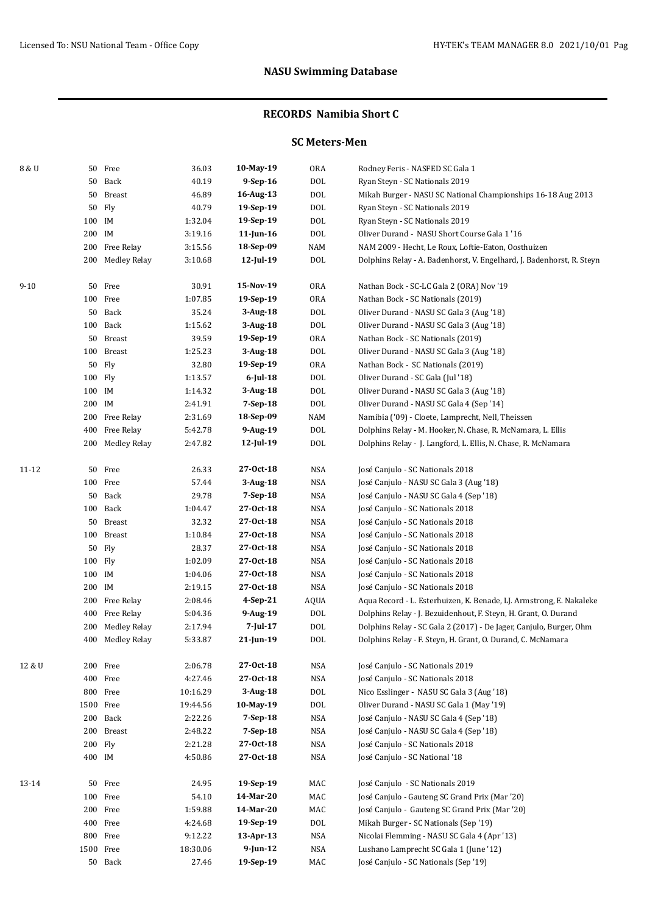## NASU Swimming Database

### RECORDS Namibia Short C

### SC Meters-Men

| Age Group | Event | | Time | Date | Team | Record Holder |
|---|---|---|---|---|---|---|
| 8 & U | 50 | Free | 36.03 | **10-May-19** | ORA | Rodney Feris - NASFED SC Gala 1 |
| | 50 | Back | 40.19 | **9-Sep-16** | DOL | Ryan Steyn - SC Nationals 2019 |
| | 50 | Breast | 46.89 | **16-Aug-13** | DOL | Mikah Burger - NASU SC National Championships 16-18 Aug 2013 |
| | 50 | Fly | 40.79 | **19-Sep-19** | DOL | Ryan Steyn - SC Nationals 2019 |
| | 100 | IM | 1:32.04 | **19-Sep-19** | DOL | Ryan Steyn - SC Nationals 2019 |
| | 200 | IM | 3:19.16 | **11-Jun-16** | DOL | Oliver Durand - NASU Short Course Gala 1 '16 |
| | 200 | Free Relay | 3:15.56 | **18-Sep-09** | NAM | NAM 2009 - Hecht, Le Roux, Loftie-Eaton, Oosthuizen |
| | 200 | Medley Relay | 3:10.68 | **12-Jul-19** | DOL | Dolphins Relay - A. Badenhorst, V. Engelhard, J. Badenhorst, R. Steyn |
| 9-10 | 50 | Free | 30.91 | **15-Nov-19** | ORA | Nathan Bock - SC-LC Gala 2 (ORA) Nov '19 |
| | 100 | Free | 1:07.85 | **19-Sep-19** | ORA | Nathan Bock - SC Nationals (2019) |
| | 50 | Back | 35.24 | **3-Aug-18** | DOL | Oliver Durand - NASU SC Gala 3 (Aug '18) |
| | 100 | Back | 1:15.62 | **3-Aug-18** | DOL | Oliver Durand - NASU SC Gala 3 (Aug '18) |
| | 50 | Breast | 39.59 | **19-Sep-19** | ORA | Nathan Bock - SC Nationals (2019) |
| | 100 | Breast | 1:25.23 | **3-Aug-18** | DOL | Oliver Durand - NASU SC Gala 3 (Aug '18) |
| | 50 | Fly | 32.80 | **19-Sep-19** | ORA | Nathan Bock - SC Nationals (2019) |
| | 100 | Fly | 1:13.57 | **6-Jul-18** | DOL | Oliver Durand - SC Gala (Jul '18) |
| | 100 | IM | 1:14.32 | **3-Aug-18** | DOL | Oliver Durand - NASU SC Gala 3 (Aug '18) |
| | 200 | IM | 2:41.91 | **7-Sep-18** | DOL | Oliver Durand - NASU SC Gala 4 (Sep '14) |
| | 200 | Free Relay | 2:31.69 | **18-Sep-09** | NAM | Namibia ('09) - Cloete, Lamprecht, Nell, Theissen |
| | 400 | Free Relay | 5:42.78 | **9-Aug-19** | DOL | Dolphins Relay - M. Hooker, N. Chase, R. McNamara, L. Ellis |
| | 200 | Medley Relay | 2:47.82 | **12-Jul-19** | DOL | Dolphins Relay - J. Langford, L. Ellis, N. Chase, R. McNamara |
| 11-12 | 50 | Free | 26.33 | **27-Oct-18** | NSA | José Canjulo - SC Nationals 2018 |
| | 100 | Free | 57.44 | **3-Aug-18** | NSA | José Canjulo - NASU SC Gala 3 (Aug '18) |
| | 50 | Back | 29.78 | **7-Sep-18** | NSA | José Canjulo - NASU SC Gala 4 (Sep '18) |
| | 100 | Back | 1:04.47 | **27-Oct-18** | NSA | José Canjulo - SC Nationals 2018 |
| | 50 | Breast | 32.32 | **27-Oct-18** | NSA | José Canjulo - SC Nationals 2018 |
| | 100 | Breast | 1:10.84 | **27-Oct-18** | NSA | José Canjulo - SC Nationals 2018 |
| | 50 | Fly | 28.37 | **27-Oct-18** | NSA | José Canjulo - SC Nationals 2018 |
| | 100 | Fly | 1:02.09 | **27-Oct-18** | NSA | José Canjulo - SC Nationals 2018 |
| | 100 | IM | 1:04.06 | **27-Oct-18** | NSA | José Canjulo - SC Nationals 2018 |
| | 200 | IM | 2:19.15 | **27-Oct-18** | NSA | José Canjulo - SC Nationals 2018 |
| | 200 | Free Relay | 2:08.46 | **4-Sep-21** | AQUA | Aqua Record - L. Esterhuizen, K. Benade, LJ. Armstrong, E. Nakaleke |
| | 400 | Free Relay | 5:04.36 | **9-Aug-19** | DOL | Dolphins Relay - J. Bezuidenhout, F. Steyn, H. Grant, O. Durand |
| | 200 | Medley Relay | 2:17.94 | **7-Jul-17** | DOL | Dolphins Relay - SC Gala 2 (2017) - De Jager, Canjulo, Burger, Ohm |
| | 400 | Medley Relay | 5:33.87 | **21-Jun-19** | DOL | Dolphins Relay - F. Steyn, H. Grant, O. Durand, C. McNamara |
| 12 & U | 200 | Free | 2:06.78 | **27-Oct-18** | NSA | José Canjulo - SC Nationals 2019 |
| | 400 | Free | 4:27.46 | **27-Oct-18** | NSA | José Canjulo - SC Nationals 2018 |
| | 800 | Free | 10:16.29 | **3-Aug-18** | DOL | Nico Esslinger - NASU SC Gala 3 (Aug '18) |
| | 1500 | Free | 19:44.56 | **10-May-19** | DOL | Oliver Durand - NASU SC Gala 1 (May '19) |
| | 200 | Back | 2:22.26 | **7-Sep-18** | NSA | José Canjulo - NASU SC Gala 4 (Sep '18) |
| | 200 | Breast | 2:48.22 | **7-Sep-18** | NSA | José Canjulo - NASU SC Gala 4 (Sep '18) |
| | 200 | Fly | 2:21.28 | **27-Oct-18** | NSA | José Canjulo - SC Nationals 2018 |
| | 400 | IM | 4:50.86 | **27-Oct-18** | NSA | José Canjulo - SC National '18 |
| 13-14 | 50 | Free | 24.95 | **19-Sep-19** | MAC | José Canjulo - SC Nationals 2019 |
| | 100 | Free | 54.10 | **14-Mar-20** | MAC | José Canjulo - Gauteng SC Grand Prix (Mar '20) |
| | 200 | Free | 1:59.88 | **14-Mar-20** | MAC | José Canjulo - Gauteng SC Grand Prix (Mar '20) |
| | 400 | Free | 4:24.68 | **19-Sep-19** | DOL | Mikah Burger - SC Nationals (Sep '19) |
| | 800 | Free | 9:12.22 | **13-Apr-13** | NSA | Nicolai Flemming - NASU SC Gala 4 (Apr '13) |
| | 1500 | Free | 18:30.06 | **9-Jun-12** | NSA | Lushano Lamprecht SC Gala 1 (June '12) |
| | 50 | Back | 27.46 | **19-Sep-19** | MAC | José Canjulo - SC Nationals (Sep '19) |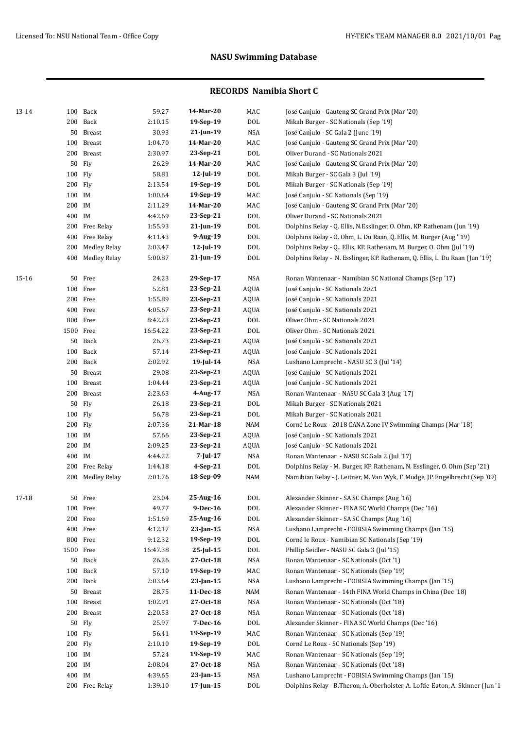## NASU Swimming Database

### RECORDS Namibia Short C

| Age | Event | Time | Date | Club | Details |
|---|---|---|---|---|---|
| 13-14 | 100 Back | 59.27 | **14-Mar-20** | MAC | José Canjulo - Gauteng SC Grand Prix (Mar '20) |
| | 200 Back | 2:10.15 | **19-Sep-19** | DOL | Mikah Burger - SC Nationals (Sep '19) |
| | 50 Breast | 30.93 | **21-Jun-19** | NSA | José Canjulo - SC Gala 2 (June '19) |
| | 100 Breast | 1:04.70 | **14-Mar-20** | MAC | José Canjulo - Gauteng SC Grand Prix (Mar '20) |
| | 200 Breast | 2:30.97 | **23-Sep-21** | DOL | Oliver Durand - SC Nationals 2021 |
| | 50 Fly | 26.29 | **14-Mar-20** | MAC | José Canjulo - Gauteng SC Grand Prix (Mar '20) |
| | 100 Fly | 58.81 | **12-Jul-19** | DOL | Mikah Burger - SC Gala 3 (Jul '19) |
| | 200 Fly | 2:13.54 | **19-Sep-19** | DOL | Mikah Burger - SC Nationals (Sep '19) |
| | 100 IM | 1:00.64 | **19-Sep-19** | MAC | José Canjulo - SC Nationals (Sep '19) |
| | 200 IM | 2:11.29 | **14-Mar-20** | MAC | José Canjulo - Gauteng SC Grand Prix (Mar '20) |
| | 400 IM | 4:42.69 | **23-Sep-21** | DOL | Oliver Durand - SC Nationals 2021 |
| | 200 Free Relay | 1:55.93 | **21-Jun-19** | DOL | Dolphins Relay - Q. Ellis, N.Esslinger, O. Ohm, KP. Rathenam (Jun '19) |
| | 400 Free Relay | 4:11.43 | **9-Aug-19** | DOL | Dolphins Relay - O. Ohm, L. Du Raan, Q. Ellis, M. Burger (Aug ''19) |
| | 200 Medley Relay | 2:03.47 | **12-Jul-19** | DOL | Dolphins Relay - Q.. Ellis, KP. Rathenam, M. Burger, O. Ohm (Jul '19) |
| | 400 Medley Relay | 5:00.87 | **21-Jun-19** | DOL | Dolphins Relay - N. Esslinger, KP. Rathenam, Q. Ellis, L. Du Raan (Jun '19) |
| 15-16 | 50 Free | 24.23 | **29-Sep-17** | NSA | Ronan Wantenaar - Namibian SC National Champs (Sep '17) |
| | 100 Free | 52.81 | **23-Sep-21** | AQUA | José Canjulo - SC Nationals 2021 |
| | 200 Free | 1:55.89 | **23-Sep-21** | AQUA | José Canjulo - SC Nationals 2021 |
| | 400 Free | 4:05.67 | **23-Sep-21** | AQUA | José Canjulo - SC Nationals 2021 |
| | 800 Free | 8:42.23 | **23-Sep-21** | DOL | Oliver Ohm - SC Nationals 2021 |
| | 1500 Free | 16:54.22 | **23-Sep-21** | DOL | Oliver Ohm - SC Nationals 2021 |
| | 50 Back | 26.73 | **23-Sep-21** | AQUA | José Canjulo - SC Nationals 2021 |
| | 100 Back | 57.14 | **23-Sep-21** | AQUA | José Canjulo - SC Nationals 2021 |
| | 200 Back | 2:02.92 | **19-Jul-14** | NSA | Lushano Lamprecht - NASU SC 3 (Jul '14) |
| | 50 Breast | 29.08 | **23-Sep-21** | AQUA | José Canjulo - SC Nationals 2021 |
| | 100 Breast | 1:04.44 | **23-Sep-21** | AQUA | José Canjulo - SC Nationals 2021 |
| | 200 Breast | 2:23.63 | **4-Aug-17** | NSA | Ronan Wantenaar - NASU SC Gala 3 (Aug '17) |
| | 50 Fly | 26.18 | **23-Sep-21** | DOL | Mikah Burger - SC Nationals 2021 |
| | 100 Fly | 56.78 | **23-Sep-21** | DOL | Mikah Burger - SC Nationals 2021 |
| | 200 Fly | 2:07.36 | **21-Mar-18** | NAM | Corné Le Roux - 2018 CANA Zone IV Swimming Champs (Mar '18) |
| | 100 IM | 57.66 | **23-Sep-21** | AQUA | José Canjulo - SC Nationals 2021 |
| | 200 IM | 2:09.25 | **23-Sep-21** | AQUA | José Canjulo - SC Nationals 2021 |
| | 400 IM | 4:44.22 | **7-Jul-17** | NSA | Ronan Wantenaar - NASU SC Gala 2 (Jul '17) |
| | 200 Free Relay | 1:44.18 | **4-Sep-21** | DOL | Dolphins Relay - M. Burger, KP. Rathenam, N. Esslinger, O. Ohm (Sep '21) |
| | 200 Medley Relay | 2:01.76 | **18-Sep-09** | NAM | Namibian Relay - J. Leitner, M. Van Wyk, F. Mudge, JP. Engelbrecht (Sep '09) |
| 17-18 | 50 Free | 23.04 | **25-Aug-16** | DOL | Alexander Skinner - SA SC Champs (Aug '16) |
| | 100 Free | 49.77 | **9-Dec-16** | DOL | Alexander Skinner - FINA SC World Champs (Dec '16) |
| | 200 Free | 1:51.69 | **25-Aug-16** | DOL | Alexander Skinner - SA SC Champs (Aug '16) |
| | 400 Free | 4:12.17 | **23-Jan-15** | NSA | Lushano Lamprecht - FOBISIA Swimming Champs (Jan '15) |
| | 800 Free | 9:12.32 | **19-Sep-19** | DOL | Corné le Roux - Namibian SC Nationals (Sep '19) |
| | 1500 Free | 16:47.38 | **25-Jul-15** | DOL | Phillip Seidler - NASU SC Gala 3 (Jul '15) |
| | 50 Back | 26.26 | **27-Oct-18** | NSA | Ronan Wantenaar - SC Nationals (Oct '1) |
| | 100 Back | 57.10 | **19-Sep-19** | MAC | Ronan Wantenaar - SC Nationals (Sep '19) |
| | 200 Back | 2:03.64 | **23-Jan-15** | NSA | Lushano Lamprecht - FOBISIA Swimming Champs (Jan '15) |
| | 50 Breast | 28.75 | **11-Dec-18** | NAM | Ronan Wantenaar - 14th FINA World Champs in China (Dec '18) |
| | 100 Breast | 1:02.91 | **27-Oct-18** | NSA | Ronan Wantenaar - SC Nationals (Oct '18) |
| | 200 Breast | 2:20.53 | **27-Oct-18** | NSA | Ronan Wantenaar - SC Nationals (Oct '18) |
| | 50 Fly | 25.97 | **7-Dec-16** | DOL | Alexander Skinner - FINA SC World Champs (Dec '16) |
| | 100 Fly | 56.41 | **19-Sep-19** | MAC | Ronan Wantenaar - SC Nationals (Sep '19) |
| | 200 Fly | 2:10.10 | **19-Sep-19** | DOL | Corné Le Roux - SC Nationals (Sep '19) |
| | 100 IM | 57.24 | **19-Sep-19** | MAC | Ronan Wantenaar - SC Nationals (Sep '19) |
| | 200 IM | 2:08.04 | **27-Oct-18** | NSA | Ronan Wantenaar - SC Nationals (Oct '18) |
| | 400 IM | 4:39.65 | **23-Jan-15** | NSA | Lushano Lamprecht - FOBISIA Swimming Champs (Jan '15) |
| | 200 Free Relay | 1:39.10 | **17-Jun-15** | DOL | Dolphins Relay - B.Theron, A. Oberholster, A. Loftie-Eaton, A. Skinner (Jun '1 |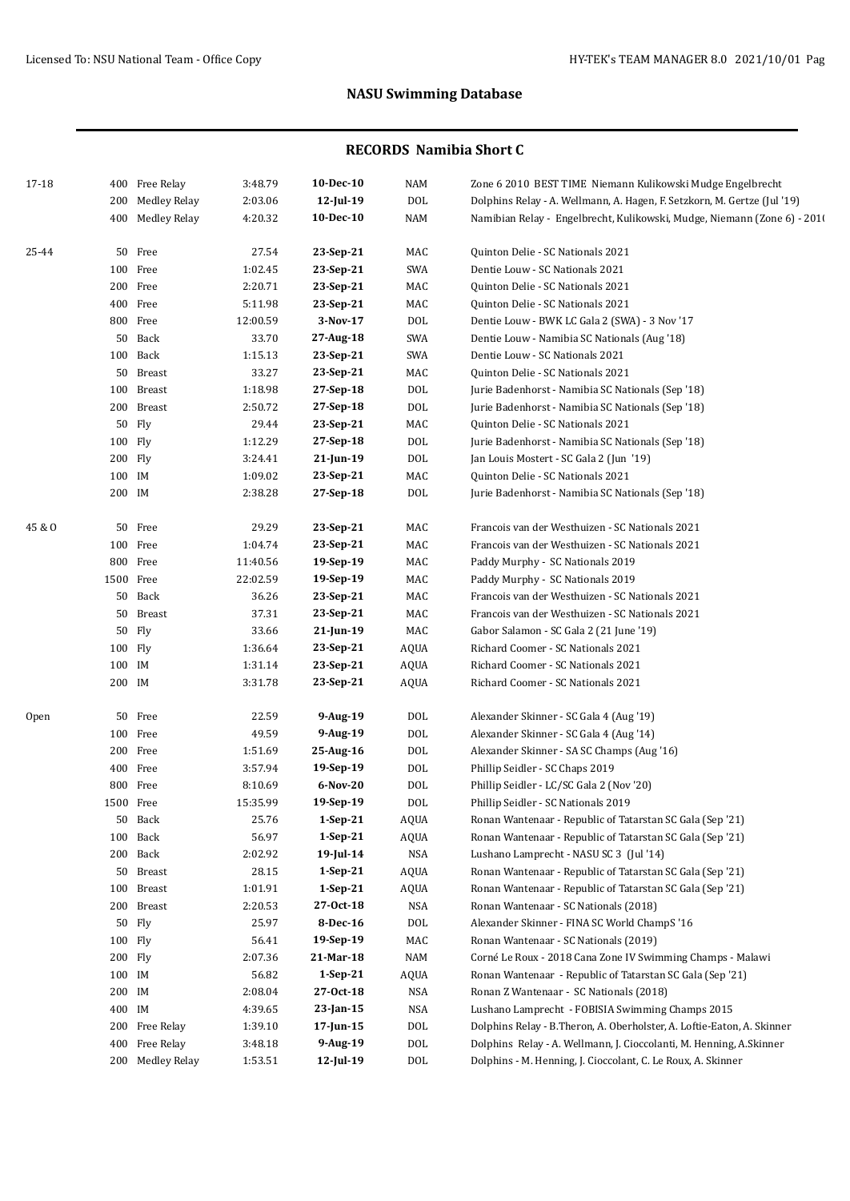# NASU Swimming Database

## RECORDS Namibia Short C

| Age | Event | | Time | Date | Team | Details |
|---|---|---|---|---|---|---|
| 17-18 | 400 | Free Relay | 3:48.79 | **10-Dec-10** | NAM | Zone 6 2010 BEST TIME Niemann Kulikowski Mudge Engelbrecht |
| | 200 | Medley Relay | 2:03.06 | **12-Jul-19** | DOL | Dolphins Relay - A. Wellmann, A. Hagen, F. Setzkorn, M. Gertze (Jul '19) |
| | 400 | Medley Relay | 4:20.32 | **10-Dec-10** | NAM | Namibian Relay - Engelbrecht, Kulikowski, Mudge, Niemann (Zone 6) - 201( |
| 25-44 | 50 | Free | 27.54 | **23-Sep-21** | MAC | Quinton Delie - SC Nationals 2021 |
| | 100 | Free | 1:02.45 | **23-Sep-21** | SWA | Dentie Louw - SC Nationals 2021 |
| | 200 | Free | 2:20.71 | **23-Sep-21** | MAC | Quinton Delie - SC Nationals 2021 |
| | 400 | Free | 5:11.98 | **23-Sep-21** | MAC | Quinton Delie - SC Nationals 2021 |
| | 800 | Free | 12:00.59 | **3-Nov-17** | DOL | Dentie Louw - BWK LC Gala 2 (SWA) - 3 Nov '17 |
| | 50 | Back | 33.70 | **27-Aug-18** | SWA | Dentie Louw - Namibia SC Nationals (Aug '18) |
| | 100 | Back | 1:15.13 | **23-Sep-21** | SWA | Dentie Louw - SC Nationals 2021 |
| | 50 | Breast | 33.27 | **23-Sep-21** | MAC | Quinton Delie - SC Nationals 2021 |
| | 100 | Breast | 1:18.98 | **27-Sep-18** | DOL | Jurie Badenhorst - Namibia SC Nationals (Sep '18) |
| | 200 | Breast | 2:50.72 | **27-Sep-18** | DOL | Jurie Badenhorst - Namibia SC Nationals (Sep '18) |
| | 50 | Fly | 29.44 | **23-Sep-21** | MAC | Quinton Delie - SC Nationals 2021 |
| | 100 | Fly | 1:12.29 | **27-Sep-18** | DOL | Jurie Badenhorst - Namibia SC Nationals (Sep '18) |
| | 200 | Fly | 3:24.41 | **21-Jun-19** | DOL | Jan Louis Mostert - SC Gala 2 (Jun '19) |
| | 100 | IM | 1:09.02 | **23-Sep-21** | MAC | Quinton Delie - SC Nationals 2021 |
| | 200 | IM | 2:38.28 | **27-Sep-18** | DOL | Jurie Badenhorst - Namibia SC Nationals (Sep '18) |
| 45 & O | 50 | Free | 29.29 | **23-Sep-21** | MAC | Francois van der Westhuizen - SC Nationals 2021 |
| | 100 | Free | 1:04.74 | **23-Sep-21** | MAC | Francois van der Westhuizen - SC Nationals 2021 |
| | 800 | Free | 11:40.56 | **19-Sep-19** | MAC | Paddy Murphy - SC Nationals 2019 |
| | 1500 | Free | 22:02.59 | **19-Sep-19** | MAC | Paddy Murphy - SC Nationals 2019 |
| | 50 | Back | 36.26 | **23-Sep-21** | MAC | Francois van der Westhuizen - SC Nationals 2021 |
| | 50 | Breast | 37.31 | **23-Sep-21** | MAC | Francois van der Westhuizen - SC Nationals 2021 |
| | 50 | Fly | 33.66 | **21-Jun-19** | MAC | Gabor Salamon - SC Gala 2 (21 June '19) |
| | 100 | Fly | 1:36.64 | **23-Sep-21** | AQUA | Richard Coomer - SC Nationals 2021 |
| | 100 | IM | 1:31.14 | **23-Sep-21** | AQUA | Richard Coomer - SC Nationals 2021 |
| | 200 | IM | 3:31.78 | **23-Sep-21** | AQUA | Richard Coomer - SC Nationals 2021 |
| Open | 50 | Free | 22.59 | **9-Aug-19** | DOL | Alexander Skinner - SC Gala 4 (Aug '19) |
| | 100 | Free | 49.59 | **9-Aug-19** | DOL | Alexander Skinner - SC Gala 4 (Aug '14) |
| | 200 | Free | 1:51.69 | **25-Aug-16** | DOL | Alexander Skinner - SA SC Champs (Aug '16) |
| | 400 | Free | 3:57.94 | **19-Sep-19** | DOL | Phillip Seidler - SC Chaps 2019 |
| | 800 | Free | 8:10.69 | **6-Nov-20** | DOL | Phillip Seidler - LC/SC Gala 2 (Nov '20) |
| | 1500 | Free | 15:35.99 | **19-Sep-19** | DOL | Phillip Seidler - SC Nationals 2019 |
| | 50 | Back | 25.76 | **1-Sep-21** | AQUA | Ronan Wantenaar - Republic of Tatarstan SC Gala (Sep '21) |
| | 100 | Back | 56.97 | **1-Sep-21** | AQUA | Ronan Wantenaar - Republic of Tatarstan SC Gala (Sep '21) |
| | 200 | Back | 2:02.92 | **19-Jul-14** | NSA | Lushano Lamprecht - NASU SC 3 (Jul '14) |
| | 50 | Breast | 28.15 | **1-Sep-21** | AQUA | Ronan Wantenaar - Republic of Tatarstan SC Gala (Sep '21) |
| | 100 | Breast | 1:01.91 | **1-Sep-21** | AQUA | Ronan Wantenaar - Republic of Tatarstan SC Gala (Sep '21) |
| | 200 | Breast | 2:20.53 | **27-Oct-18** | NSA | Ronan Wantenaar - SC Nationals (2018) |
| | 50 | Fly | 25.97 | **8-Dec-16** | DOL | Alexander Skinner - FINA SC World ChampS '16 |
| | 100 | Fly | 56.41 | **19-Sep-19** | MAC | Ronan Wantenaar - SC Nationals (2019) |
| | 200 | Fly | 2:07.36 | **21-Mar-18** | NAM | Corné Le Roux - 2018 Cana Zone IV Swimming Champs - Malawi |
| | 100 | IM | 56.82 | **1-Sep-21** | AQUA | Ronan Wantenaar - Republic of Tatarstan SC Gala (Sep '21) |
| | 200 | IM | 2:08.04 | **27-Oct-18** | NSA | Ronan Z Wantenaar - SC Nationals (2018) |
| | 400 | IM | 4:39.65 | **23-Jan-15** | NSA | Lushano Lamprecht - FOBISIA Swimming Champs 2015 |
| | 200 | Free Relay | 1:39.10 | **17-Jun-15** | DOL | Dolphins Relay - B.Theron, A. Oberholster, A. Loftie-Eaton, A. Skinner |
| | 400 | Free Relay | 3:48.18 | **9-Aug-19** | DOL | Dolphins Relay - A. Wellmann, J. Cioccolanti, M. Henning, A.Skinner |
| | 200 | Medley Relay | 1:53.51 | **12-Jul-19** | DOL | Dolphins - M. Henning, J. Cioccolant, C. Le Roux, A. Skinner |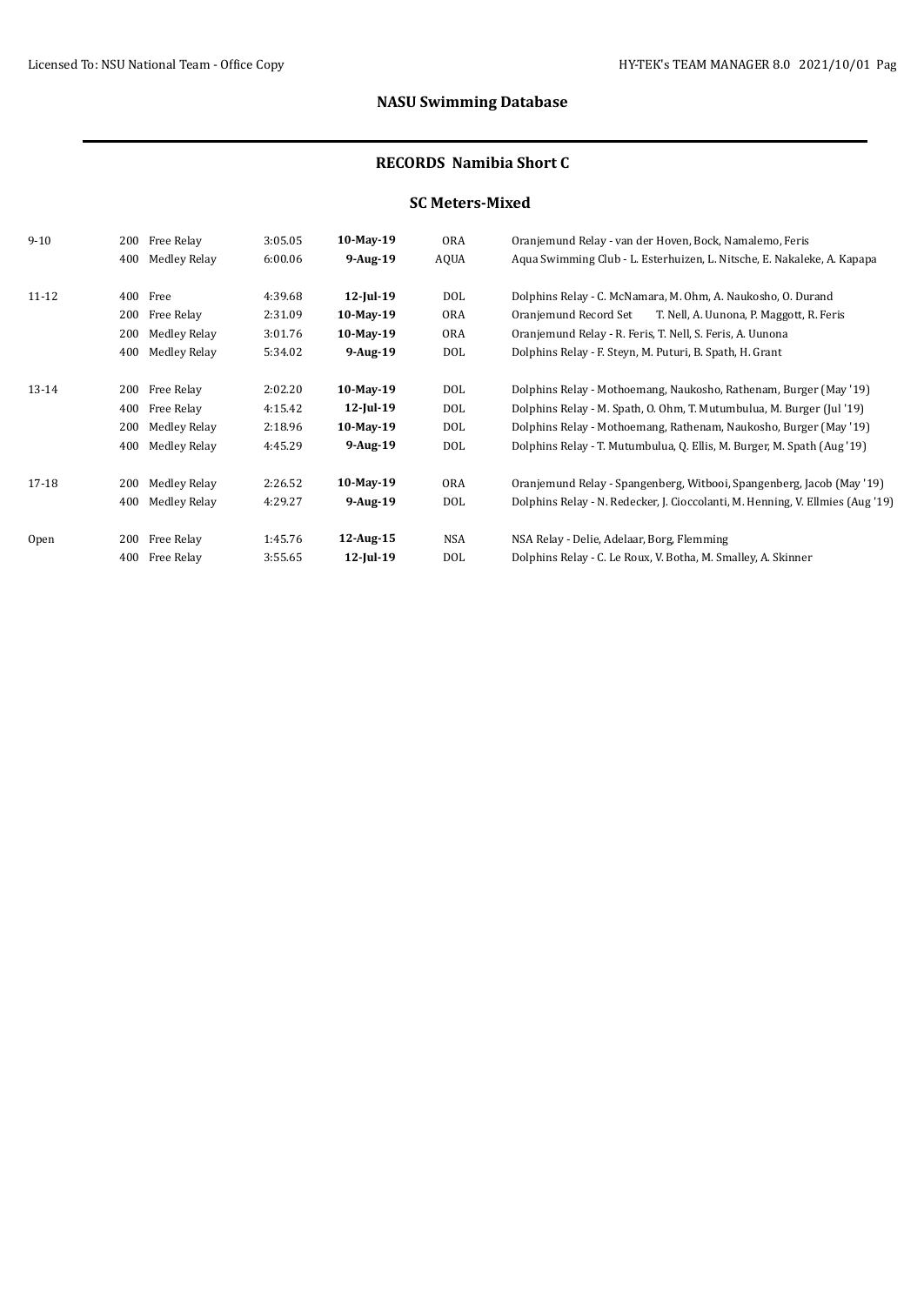## NASU Swimming Database

### RECORDS Namibia Short C

### SC Meters-Mixed

| | | | | | | |
|---|---|---|---|---|---|---|
| 9-10 | 200 | Free Relay | 3:05.05 | **10-May-19** | ORA | Oranjemund Relay - van der Hoven, Bock, Namalemo, Feris |
| | 400 | Medley Relay | 6:00.06 | **9-Aug-19** | AQUA | Aqua Swimming Club - L. Esterhuizen, L. Nitsche, E. Nakaleke, A. Kapapa |
| 11-12 | 400 | Free | 4:39.68 | **12-Jul-19** | DOL | Dolphins Relay - C. McNamara, M. Ohm, A. Naukosho, O. Durand |
| | 200 | Free Relay | 2:31.09 | **10-May-19** | ORA | Oranjemund Record Set T. Nell, A. Uunona, P. Maggott, R. Feris |
| | 200 | Medley Relay | 3:01.76 | **10-May-19** | ORA | Oranjemund Relay - R. Feris, T. Nell, S. Feris, A. Uunona |
| | 400 | Medley Relay | 5:34.02 | **9-Aug-19** | DOL | Dolphins Relay - F. Steyn, M. Puturi, B. Spath, H. Grant |
| 13-14 | 200 | Free Relay | 2:02.20 | **10-May-19** | DOL | Dolphins Relay - Mothoemang, Naukosho, Rathenam, Burger (May '19) |
| | 400 | Free Relay | 4:15.42 | **12-Jul-19** | DOL | Dolphins Relay - M. Spath, O. Ohm, T. Mutumbulua, M. Burger (Jul '19) |
| | 200 | Medley Relay | 2:18.96 | **10-May-19** | DOL | Dolphins Relay - Mothoemang, Rathenam, Naukosho, Burger (May '19) |
| | 400 | Medley Relay | 4:45.29 | **9-Aug-19** | DOL | Dolphins Relay - T. Mutumbulua, Q. Ellis, M. Burger, M. Spath (Aug '19) |
| 17-18 | 200 | Medley Relay | 2:26.52 | **10-May-19** | ORA | Oranjemund Relay - Spangenberg, Witbooi, Spangenberg, Jacob (May '19) |
| | 400 | Medley Relay | 4:29.27 | **9-Aug-19** | DOL | Dolphins Relay - N. Redecker, J. Cioccolanti, M. Henning, V. Ellmies (Aug '19) |
| Open | 200 | Free Relay | 1:45.76 | **12-Aug-15** | NSA | NSA Relay - Delie, Adelaar, Borg, Flemming |
| | 400 | Free Relay | 3:55.65 | **12-Jul-19** | DOL | Dolphins Relay - C. Le Roux, V. Botha, M. Smalley, A. Skinner |